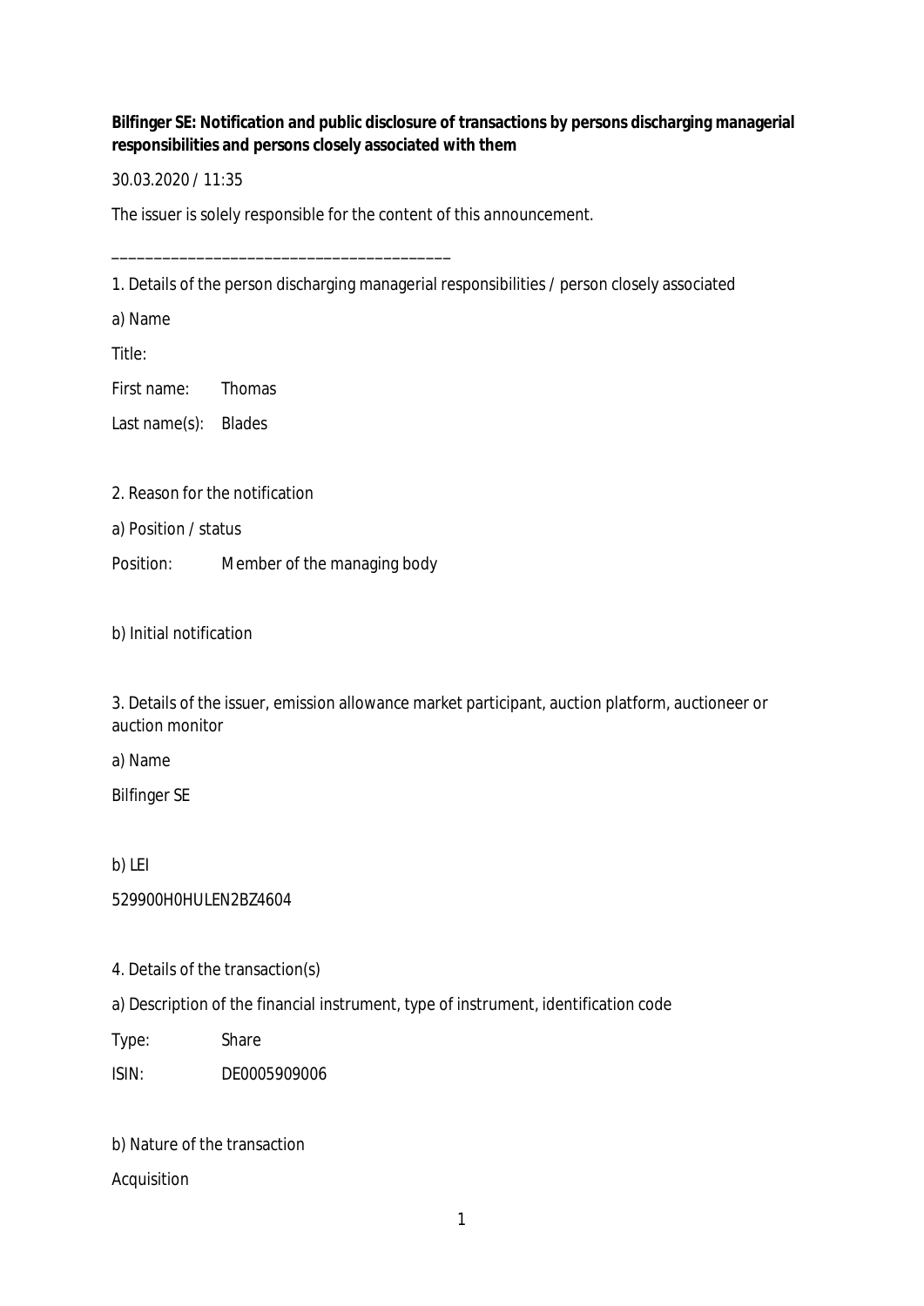**Bilfinger SE: Notification and public disclosure of transactions by persons discharging managerial responsibilities and persons closely associated with them**

30.03.2020 / 11:35

The issuer is solely responsible for the content of this announcement.

\_\_\_\_\_\_\_\_\_\_\_\_\_\_\_\_\_\_\_\_\_\_\_\_\_\_\_\_\_\_\_\_\_\_\_\_\_\_\_\_

1. Details of the person discharging managerial responsibilities / person closely associated

a) Name

Title:

First name: Thomas

Last name(s): Blades

2. Reason for the notification

a) Position / status

Position: Member of the managing body

b) Initial notification

3. Details of the issuer, emission allowance market participant, auction platform, auctioneer or auction monitor

a) Name

Bilfinger SE

b) LEI

529900H0HULEN2BZ4604

4. Details of the transaction(s)

a) Description of the financial instrument, type of instrument, identification code

Type: Share

ISIN: DE0005909006

b) Nature of the transaction

Acquisition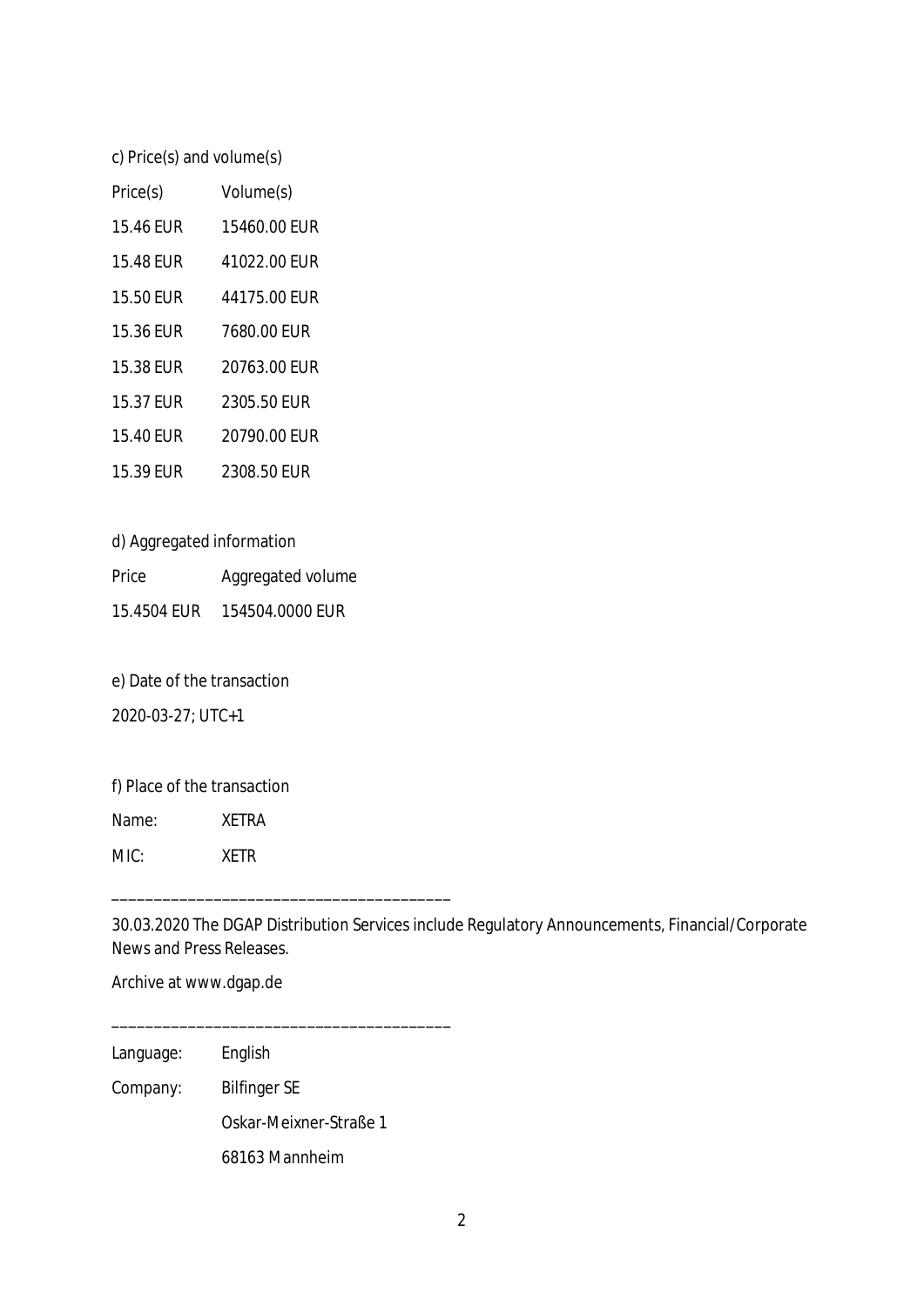c) Price(s) and volume(s)

| Price(s) | Volume(s) |
| --- | --- |
| 15.46 EUR | 15460.00 EUR |
| 15.48 EUR | 41022.00 EUR |
| 15.50 EUR | 44175.00 EUR |
| 15.36 EUR | 7680.00 EUR |
| 15.38 EUR | 20763.00 EUR |
| 15.37 EUR | 2305.50 EUR |
| 15.40 EUR | 20790.00 EUR |
| 15.39 EUR | 2308.50 EUR |

d) Aggregated information

| Price | Aggregated volume |
| --- | --- |
| 15.4504 EUR | 154504.0000 EUR |

e) Date of the transaction

2020-03-27; UTC+1

f) Place of the transaction

| Name: | XETRA |
| --- | --- |
| MIC: | XETR |

---

30.03.2020 The DGAP Distribution Services include Regulatory Announcements, Financial/Corporate News and Press Releases.

Archive at www.dgap.de

---

| Language: | English |
| --- | --- |
| Company: | Bilfinger SE |
| | Oskar-Meixner-Straße 1 |
| | 68163 Mannheim |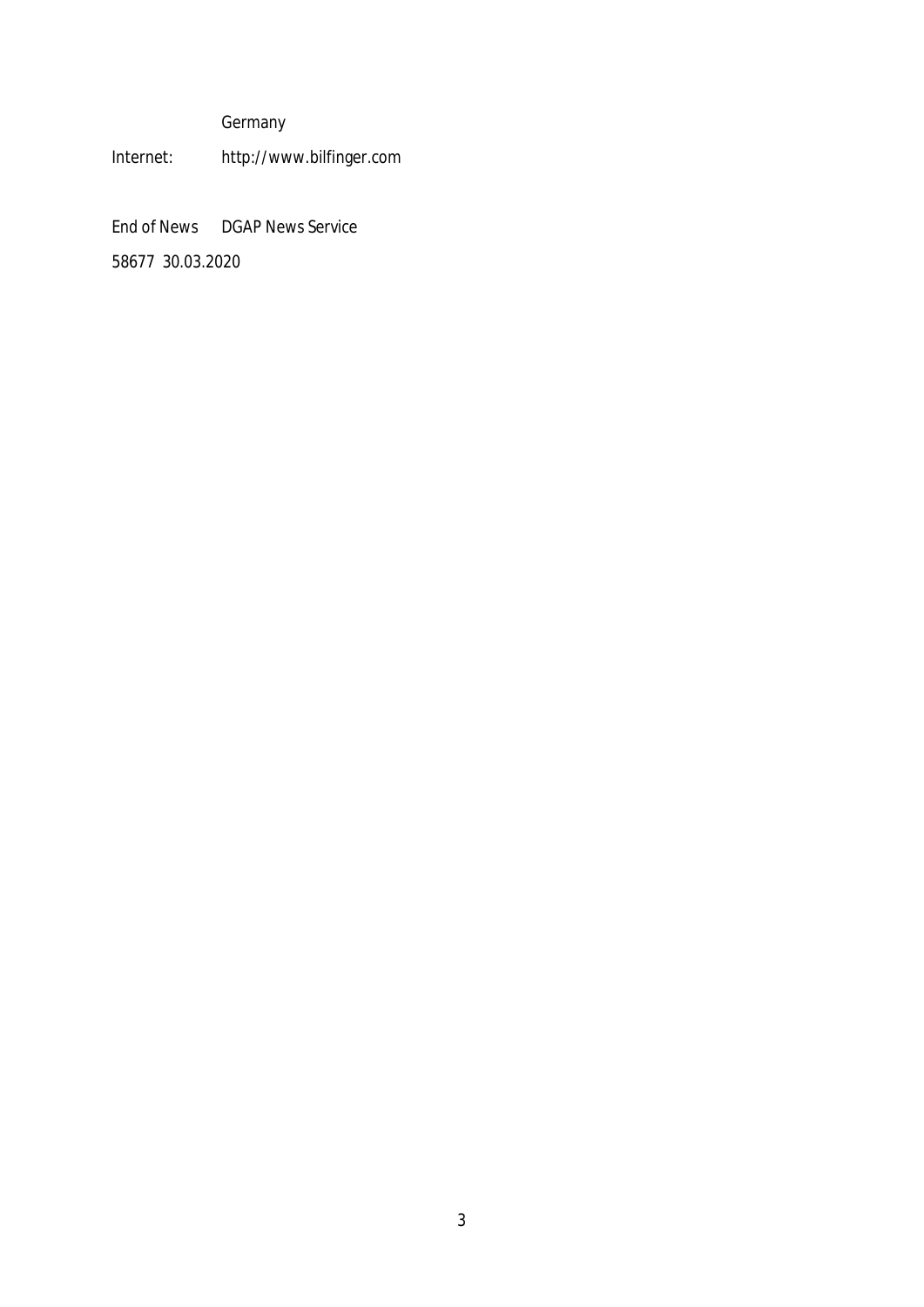Germany

Internet: http://www.bilfinger.com

End of News DGAP News Service

58677 30.03.2020